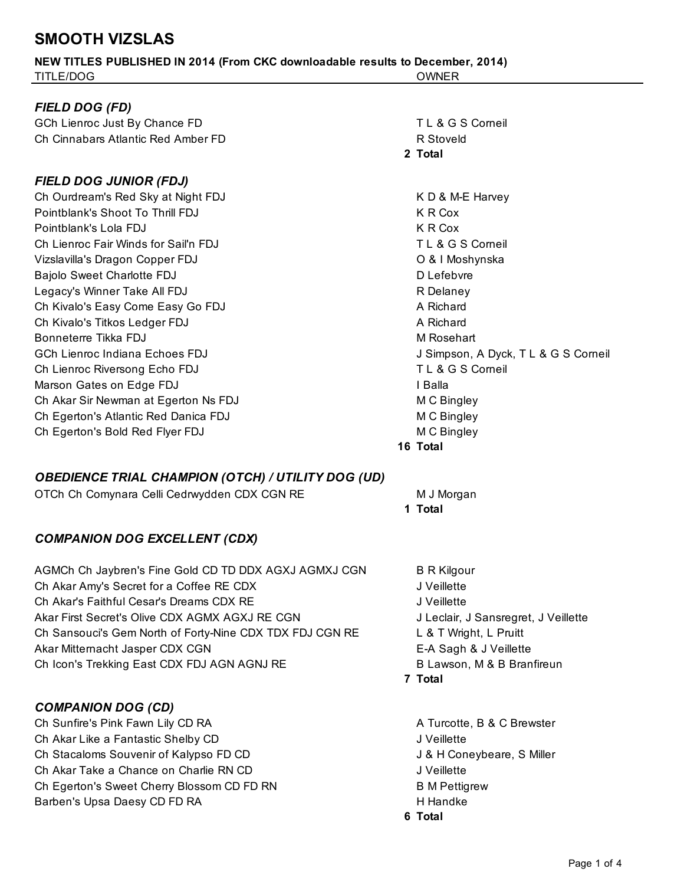# SMOOTH VIZSLAS

**NEW TITLES PUBLISHED IN 2014 (From CKC downloadable results to December, 2014)**

| TITLE/DOG | OWNER |
|---|---|
| ***FIELD DOG (FD)*** | |
| GCh Lienroc Just By Chance FD | T L & G S Corneil |
| Ch Cinnabars Atlantic Red Amber FD | R Stoveld |
| | **2 Total** |
| ***FIELD DOG JUNIOR (FDJ)*** | |
| Ch Ourdream's Red Sky at Night FDJ | K D & M-E Harvey |
| Pointblank's Shoot To Thrill FDJ | K R Cox |
| Pointblank's Lola FDJ | K R Cox |
| Ch Lienroc Fair Winds for Sail'n FDJ | T L & G S Corneil |
| Vizslavilla's Dragon Copper FDJ | O & I Moshynska |
| Bajolo Sweet Charlotte FDJ | D Lefebvre |
| Legacy's Winner Take All FDJ | R Delaney |
| Ch Kivalo's Easy Come Easy Go FDJ | A Richard |
| Ch Kivalo's Titkos Ledger FDJ | A Richard |
| Bonneterre Tikka FDJ | M Rosehart |
| GCh Lienroc Indiana Echoes FDJ | J Simpson, A Dyck, T L & G S Corneil |
| Ch Lienroc Riversong Echo FDJ | T L & G S Corneil |
| Marson Gates on Edge FDJ | I Balla |
| Ch Akar Sir Newman at Egerton Ns FDJ | M C Bingley |
| Ch Egerton's Atlantic Red Danica FDJ | M C Bingley |
| Ch Egerton's Bold Red Flyer FDJ | M C Bingley |
| | **16 Total** |
| ***OBEDIENCE TRIAL CHAMPION (OTCH) / UTILITY DOG (UD)*** | |
| OTCh Ch Comynara Celli Cedrwydden CDX CGN RE | M J Morgan |
| | **1 Total** |
| ***COMPANION DOG EXCELLENT (CDX)*** | |
| AGMCh Ch Jaybren's Fine Gold CD TD DDX AGXJ AGMXJ CGN | B R Kilgour |
| Ch Akar Amy's Secret for a Coffee RE CDX | J Veillette |
| Ch Akar's Faithful Cesar's Dreams CDX RE | J Veillette |
| Akar First Secret's Olive CDX AGMX AGXJ RE CGN | J Leclair, J Sansregret, J Veillette |
| Ch Sansouci's Gem North of Forty-Nine CDX TDX FDJ CGN RE | L & T Wright, L Pruitt |
| Akar Mitternacht Jasper CDX CGN | E-A Sagh & J Veillette |
| Ch Icon's Trekking East CDX FDJ AGN AGNJ RE | B Lawson, M & B Branfireun |
| | **7 Total** |
| ***COMPANION DOG (CD)*** | |
| Ch Sunfire's Pink Fawn Lily CD RA | A Turcotte, B & C Brewster |
| Ch Akar Like a Fantastic Shelby CD | J Veillette |
| Ch Stacaloms Souvenir of Kalypso FD CD | J & H Coneybeare, S Miller |
| Ch Akar Take a Chance on Charlie RN CD | J Veillette |
| Ch Egerton's Sweet Cherry Blossom CD FD RN | B M Pettigrew |
| Barben's Upsa Daesy CD FD RA | H Handke |
| | **6 Total** |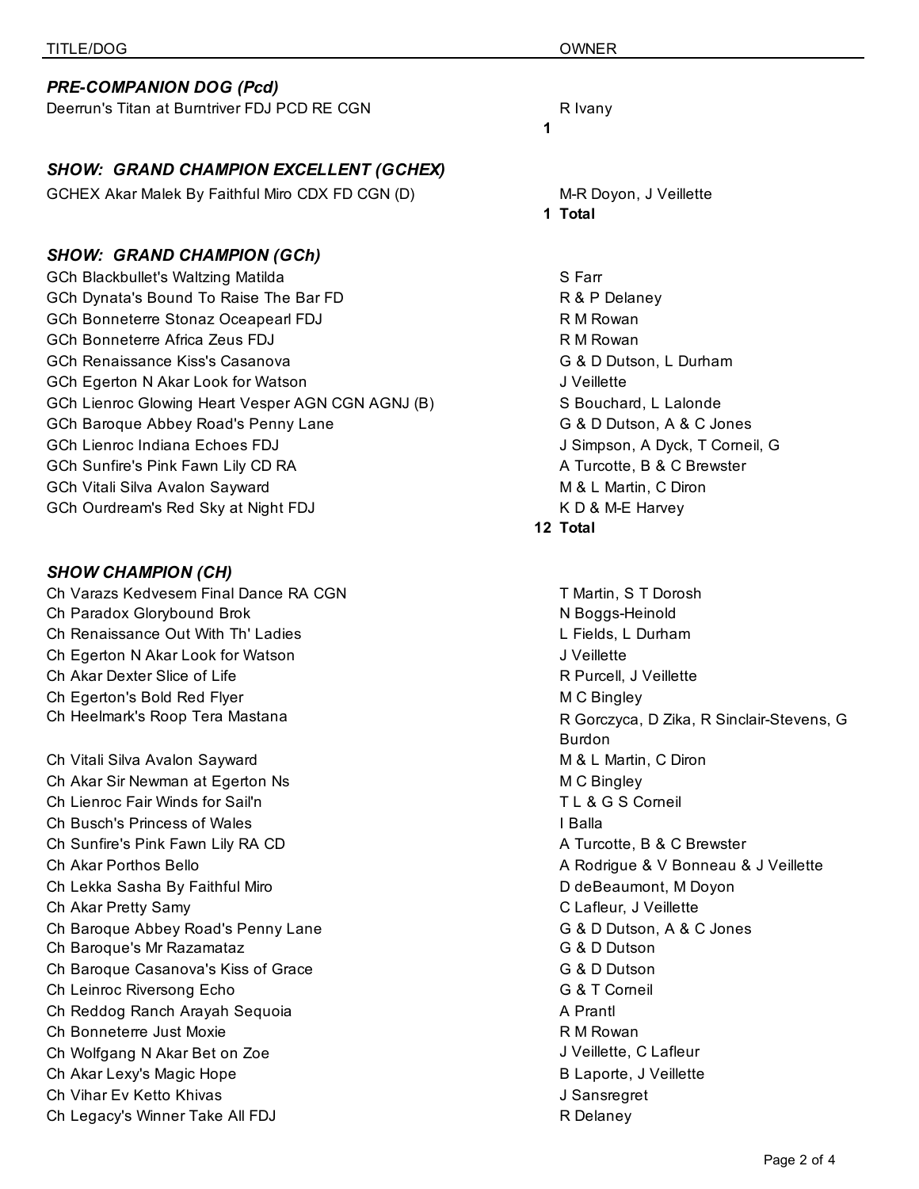| TITLE/DOG | OWNER |
|---|---|
| ***PRE-COMPANION DOG (Pcd)*** | |
| Deerrun's Titan at Burntriver FDJ PCD RE CGN | R Ivany |
| | **1** |
| ***SHOW: GRAND CHAMPION EXCELLENT (GCHEX)*** | |
| GCHEX Akar Malek By Faithful Miro CDX FD CGN (D) | M-R Doyon, J Veillette |
| | **1 Total** |
| ***SHOW: GRAND CHAMPION (GCh)*** | |
| GCh Blackbullet's Waltzing Matilda | S Farr |
| GCh Dynata's Bound To Raise The Bar FD | R & P Delaney |
| GCh Bonneterre Stonaz Oceapearl FDJ | R M Rowan |
| GCh Bonneterre Africa Zeus FDJ | R M Rowan |
| GCh Renaissance Kiss's Casanova | G & D Dutson, L Durham |
| GCh Egerton N Akar Look for Watson | J Veillette |
| GCh Lienroc Glowing Heart Vesper AGN CGN AGNJ (B) | S Bouchard, L Lalonde |
| GCh Baroque Abbey Road's Penny Lane | G & D Dutson, A & C Jones |
| GCh Lienroc Indiana Echoes FDJ | J Simpson, A Dyck, T Corneil, G |
| GCh Sunfire's Pink Fawn Lily CD RA | A Turcotte, B & C Brewster |
| GCh Vitali Silva Avalon Sayward | M & L Martin, C Diron |
| GCh Ourdream's Red Sky at Night FDJ | K D & M-E Harvey |
| | **12 Total** |
| ***SHOW CHAMPION (CH)*** | |
| Ch Varazs Kedvesem Final Dance RA CGN | T Martin, S T Dorosh |
| Ch Paradox Glorybound Brok | N Boggs-Heinold |
| Ch Renaissance Out With Th' Ladies | L Fields, L Durham |
| Ch Egerton N Akar Look for Watson | J Veillette |
| Ch Akar Dexter Slice of Life | R Purcell, J Veillette |
| Ch Egerton's Bold Red Flyer | M C Bingley |
| Ch Heelmark's Roop Tera Mastana | R Gorczyca, D Zika, R Sinclair-Stevens, G Burdon |
| Ch Vitali Silva Avalon Sayward | M & L Martin, C Diron |
| Ch Akar Sir Newman at Egerton Ns | M C Bingley |
| Ch Lienroc Fair Winds for Sail'n | T L & G S Corneil |
| Ch Busch's Princess of Wales | I Balla |
| Ch Sunfire's Pink Fawn Lily RA CD | A Turcotte, B & C Brewster |
| Ch Akar Porthos Bello | A Rodrigue & V Bonneau & J Veillette |
| Ch Lekka Sasha By Faithful Miro | D deBeaumont, M Doyon |
| Ch Akar Pretty Samy | C Lafleur, J Veillette |
| Ch Baroque Abbey Road's Penny Lane | G & D Dutson, A & C Jones |
| Ch Baroque's Mr Razamataz | G & D Dutson |
| Ch Baroque Casanova's Kiss of Grace | G & D Dutson |
| Ch Leinroc Riversong Echo | G & T Corneil |
| Ch Reddog Ranch Arayah Sequoia | A Prantl |
| Ch Bonneterre Just Moxie | R M Rowan |
| Ch Wolfgang N Akar Bet on Zoe | J Veillette, C Lafleur |
| Ch Akar Lexy's Magic Hope | B Laporte, J Veillette |
| Ch Vihar Ev Ketto Khivas | J Sansregret |
| Ch Legacy's Winner Take All FDJ | R Delaney |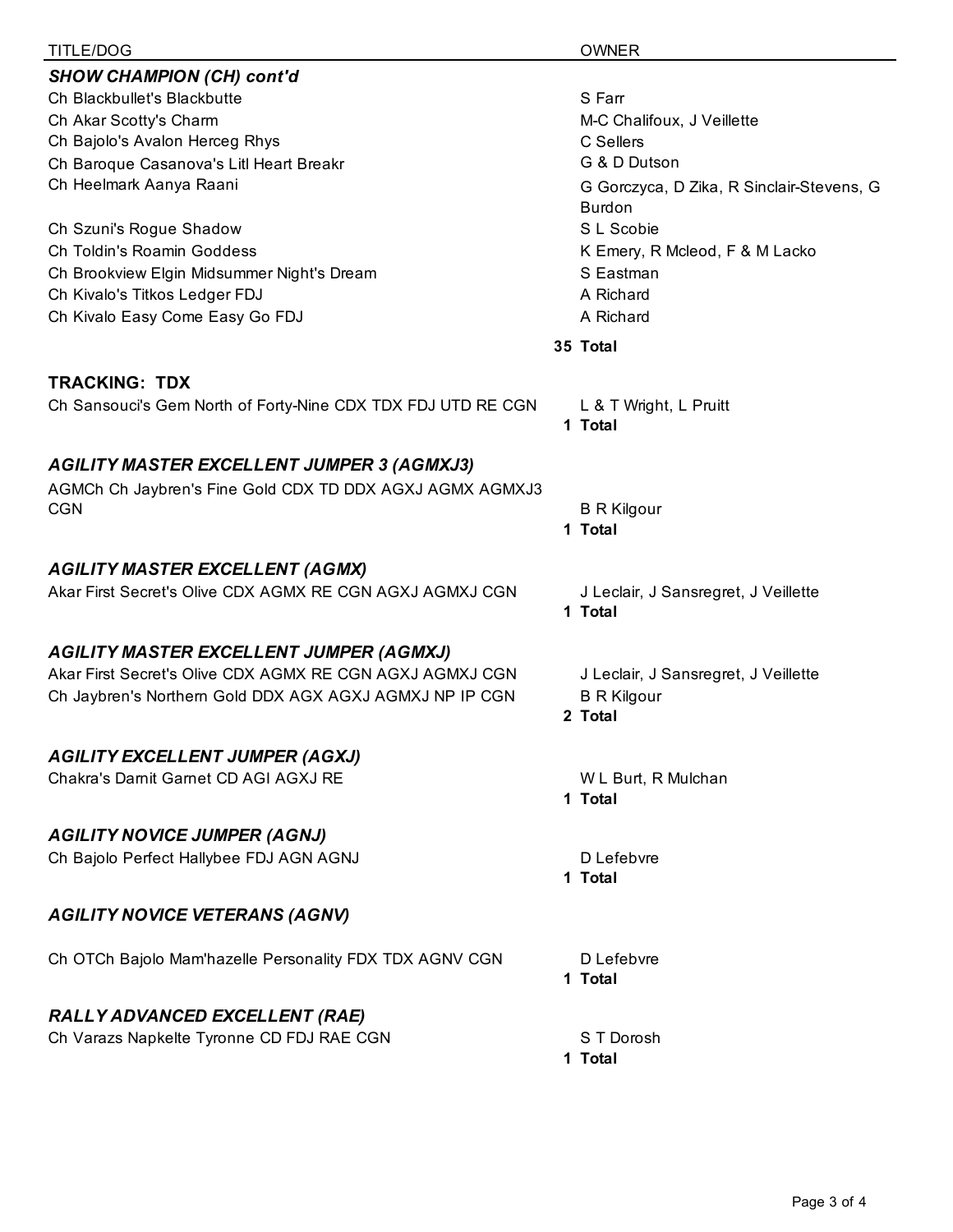| TITLE/DOG | OWNER |
|---|---|
| ***SHOW CHAMPION (CH) cont'd*** | |
| Ch Blackbullet's Blackbutte | S Farr |
| Ch Akar Scotty's Charm | M-C Chalifoux, J Veillette |
| Ch Bajolo's Avalon Herceg Rhys | C Sellers |
| Ch Baroque Casanova's Litl Heart Breakr | G & D Dutson |
| Ch Heelmark Aanya Raani | G Gorczyca, D Zika, R Sinclair-Stevens, G Burdon |
| Ch Szuni's Rogue Shadow | S L Scobie |
| Ch Toldin's Roamin Goddess | K Emery, R Mcleod, F & M Lacko |
| Ch Brookview Elgin Midsummer Night's Dream | S Eastman |
| Ch Kivalo's Titkos Ledger FDJ | A Richard |
| Ch Kivalo Easy Come Easy Go FDJ | A Richard |
| | **35 Total** |
| **TRACKING: TDX** | |
| Ch Sansouci's Gem North of Forty-Nine CDX TDX FDJ UTD RE CGN | L & T Wright, L Pruitt |
| | **1 Total** |
| ***AGILITY MASTER EXCELLENT JUMPER 3 (AGMXJ3)*** | |
| AGMCh Ch Jaybren's Fine Gold CDX TD DDX AGXJ AGMX AGMXJ3 CGN | B R Kilgour |
| | **1 Total** |
| ***AGILITY MASTER EXCELLENT (AGMX)*** | |
| Akar First Secret's Olive CDX AGMX RE CGN AGXJ AGMXJ CGN | J Leclair, J Sansregret, J Veillette |
| | **1 Total** |
| ***AGILITY MASTER EXCELLENT JUMPER (AGMXJ)*** | |
| Akar First Secret's Olive CDX AGMX RE CGN AGXJ AGMXJ CGN | J Leclair, J Sansregret, J Veillette |
| Ch Jaybren's Northern Gold DDX AGX AGXJ AGMXJ NP IP CGN | B R Kilgour |
| | **2 Total** |
| ***AGILITY EXCELLENT JUMPER (AGXJ)*** | |
| Chakra's Darnit Garnet CD AGI AGXJ RE | W L Burt, R Mulchan |
| | **1 Total** |
| ***AGILITY NOVICE JUMPER (AGNJ)*** | |
| Ch Bajolo Perfect Hallybee FDJ AGN AGNJ | D Lefebvre |
| | **1 Total** |
| ***AGILITY NOVICE VETERANS (AGNV)*** | |
| Ch OTCh Bajolo Mam'hazelle Personality FDX TDX AGNV CGN | D Lefebvre |
| | **1 Total** |
| ***RALLY ADVANCED EXCELLENT (RAE)*** | |
| Ch Varazs Napkelte Tyronne CD FDJ RAE CGN | S T Dorosh |
| | **1 Total** |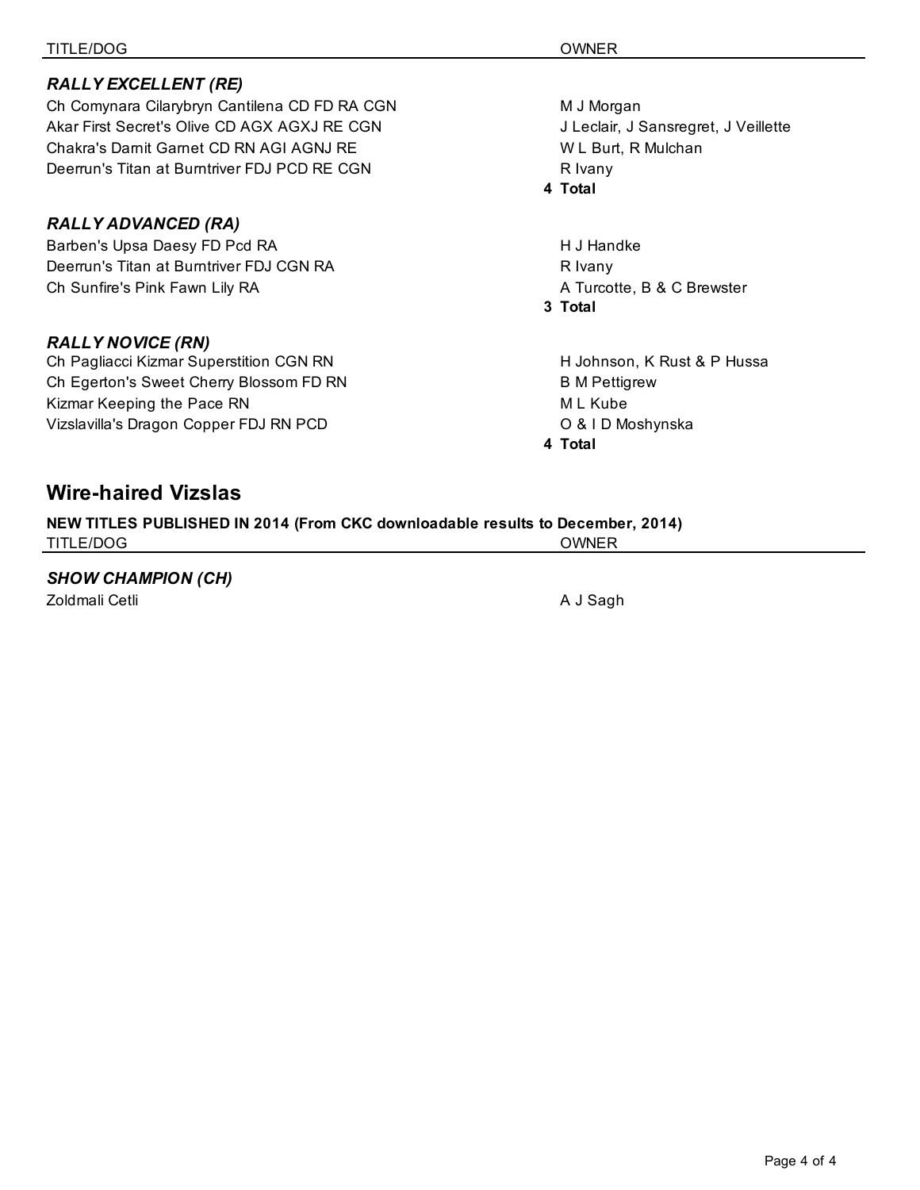| TITLE/DOG | OWNER |
| --- | --- |
| ***RALLY EXCELLENT (RE)*** | |
| Ch Comynara Cilarybryn Cantilena CD FD RA CGN | M J Morgan |
| Akar First Secret's Olive CD AGX AGXJ RE CGN | J Leclair, J Sansregret, J Veillette |
| Chakra's Darnit Garnet CD RN AGI AGNJ RE | W L Burt, R Mulchan |
| Deerrun's Titan at Burntriver FDJ PCD RE CGN | R Ivany |
| | **4 Total** |
| ***RALLY ADVANCED (RA)*** | |
| Barben's Upsa Daesy FD Pcd RA | H J Handke |
| Deerrun's Titan at Burntriver FDJ CGN RA | R Ivany |
| Ch Sunfire's Pink Fawn Lily RA | A Turcotte, B & C Brewster |
| | **3 Total** |
| ***RALLY NOVICE (RN)*** | |
| Ch Pagliacci Kizmar Superstition CGN RN | H Johnson, K Rust & P Hussa |
| Ch Egerton's Sweet Cherry Blossom FD RN | B M Pettigrew |
| Kizmar Keeping the Pace RN | M L Kube |
| Vizslavilla's Dragon Copper FDJ RN PCD | O & I D Moshynska |
| | **4 Total** |

## Wire-haired Vizslas

**NEW TITLES PUBLISHED IN 2014 (From CKC downloadable results to December, 2014)**

| TITLE/DOG | OWNER |
| --- | --- |
| ***SHOW CHAMPION (CH)*** | |
| Zoldmali Cetli | A J Sagh |